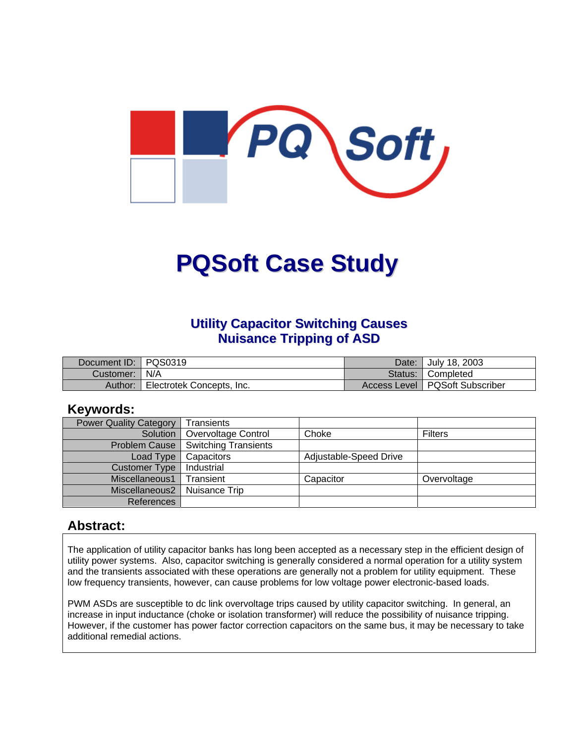# PQSoft Case Study

## Utility Capacitor Switching Causes Nuisance Tripping of ASD

| Document ID: | PQS0319 | Date: | July 18, 2003 |
|---|---|---|---|
| Customer: | N/A | Status: | Completed |
| Author: | Electrotek Concepts, Inc. | Access Level | PQSoft Subscriber |

## Keywords:

| Power Quality Category | Transients | | |
|---|---|---|---|
| Solution | Overvoltage Control | Choke | Filters |
| Problem Cause | Switching Transients | | |
| Load Type | Capacitors | Adjustable-Speed Drive | |
| Customer Type | Industrial | | |
| Miscellaneous1 | Transient | Capacitor | Overvoltage |
| Miscellaneous2 | Nuisance Trip | | |
| References | | | |

## Abstract:

The application of utility capacitor banks has long been accepted as a necessary step in the efficient design of utility power systems. Also, capacitor switching is generally considered a normal operation for a utility system and the transients associated with these operations are generally not a problem for utility equipment. These low frequency transients, however, can cause problems for low voltage power electronic-based loads.

PWM ASDs are susceptible to dc link overvoltage trips caused by utility capacitor switching. In general, an increase in input inductance (choke or isolation transformer) will reduce the possibility of nuisance tripping. However, if the customer has power factor correction capacitors on the same bus, it may be necessary to take additional remedial actions.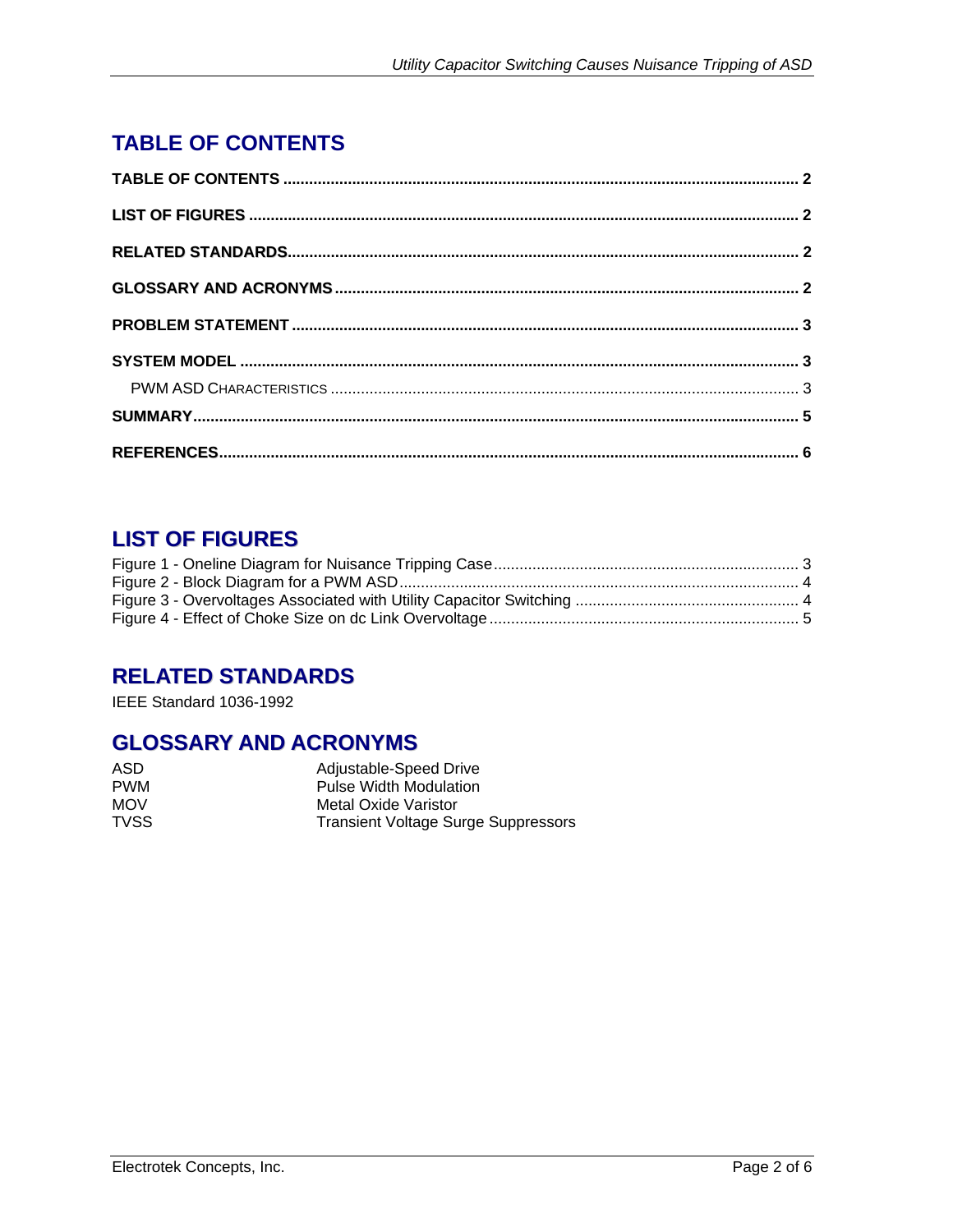# TABLE OF CONTENTS

**TABLE OF CONTENTS** ........................................................ 2

**LIST OF FIGURES** ........................................................ 2

**RELATED STANDARDS** ........................................................ 2

**GLOSSARY AND ACRONYMS** ........................................................ 2

**PROBLEM STATEMENT** ........................................................ 3

**SYSTEM MODEL** ........................................................ 3

PWM ASD CHARACTERISTICS ........................................................ 3

**SUMMARY** ........................................................ 5

**REFERENCES** ........................................................ 6

# LIST OF FIGURES

Figure 1 - Oneline Diagram for Nuisance Tripping Case ........................................................ 3
Figure 2 - Block Diagram for a PWM ASD ........................................................ 4
Figure 3 - Overvoltages Associated with Utility Capacitor Switching ........................................................ 4
Figure 4 - Effect of Choke Size on dc Link Overvoltage ........................................................ 5

# RELATED STANDARDS

IEEE Standard 1036-1992

# GLOSSARY AND ACRONYMS

| | |
|---|---|
| ASD | Adjustable-Speed Drive |
| PWM | Pulse Width Modulation |
| MOV | Metal Oxide Varistor |
| TVSS | Transient Voltage Surge Suppressors |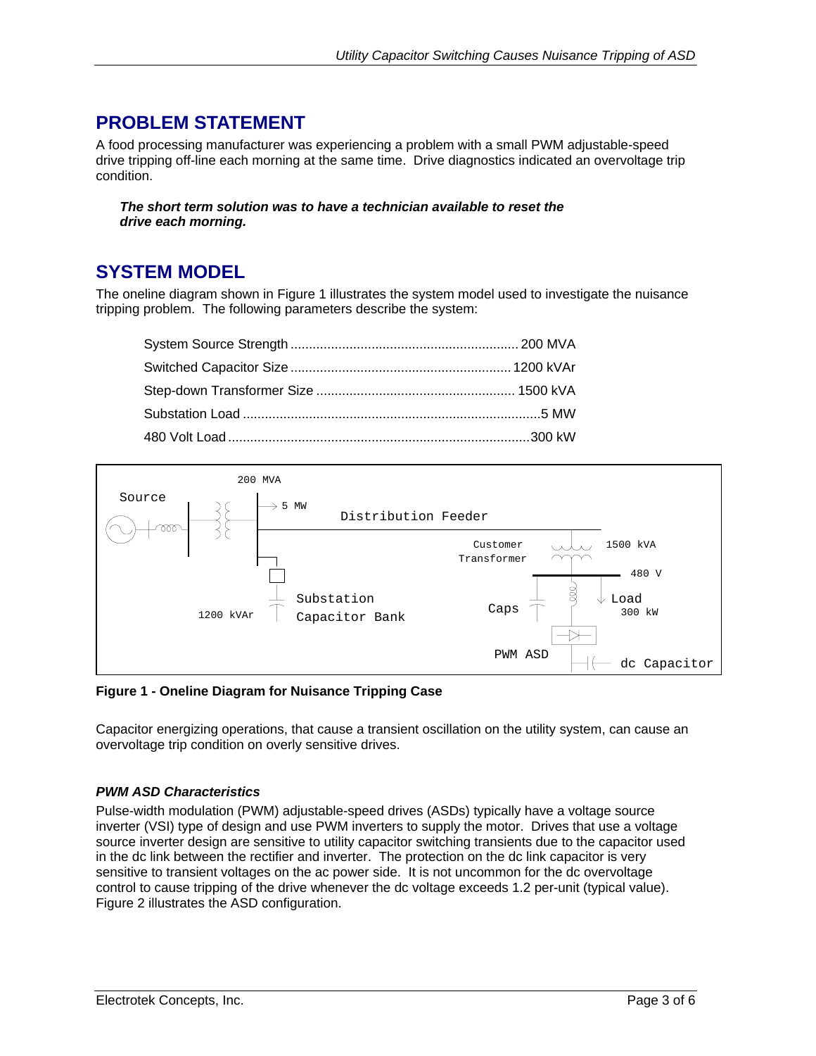## PROBLEM STATEMENT

A food processing manufacturer was experiencing a problem with a small PWM adjustable-speed drive tripping off-line each morning at the same time. Drive diagnostics indicated an overvoltage trip condition.

> ***The short term solution was to have a technician available to reset the drive each morning.***

## SYSTEM MODEL

The oneline diagram shown in Figure 1 illustrates the system model used to investigate the nuisance tripping problem. The following parameters describe the system:

| Parameter | Value |
|---|---|
| System Source Strength | 200 MVA |
| Switched Capacitor Size | 1200 kVAr |
| Step-down Transformer Size | 1500 kVA |
| Substation Load | 5 MW |
| 480 Volt Load | 300 kW |

**Figure 1 - Oneline Diagram for Nuisance Tripping Case**

Capacitor energizing operations, that cause a transient oscillation on the utility system, can cause an overvoltage trip condition on overly sensitive drives.

### *PWM ASD Characteristics*

Pulse-width modulation (PWM) adjustable-speed drives (ASDs) typically have a voltage source inverter (VSI) type of design and use PWM inverters to supply the motor. Drives that use a voltage source inverter design are sensitive to utility capacitor switching transients due to the capacitor used in the dc link between the rectifier and inverter. The protection on the dc link capacitor is very sensitive to transient voltages on the ac power side. It is not uncommon for the dc overvoltage control to cause tripping of the drive whenever the dc voltage exceeds 1.2 per-unit (typical value). Figure 2 illustrates the ASD configuration.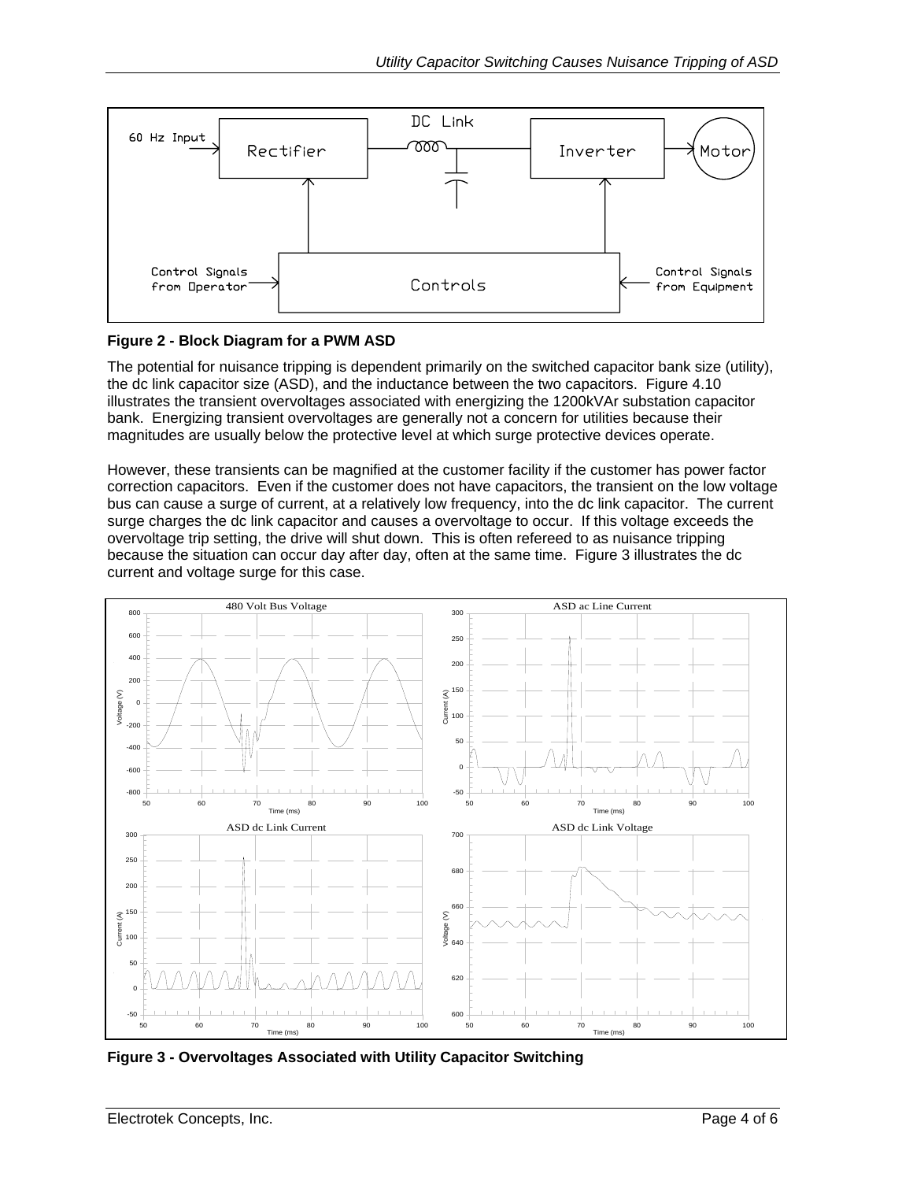**Figure 2 - Block Diagram for a PWM ASD**

The potential for nuisance tripping is dependent primarily on the switched capacitor bank size (utility), the dc link capacitor size (ASD), and the inductance between the two capacitors. Figure 4.10 illustrates the transient overvoltages associated with energizing the 1200kVAr substation capacitor bank. Energizing transient overvoltages are generally not a concern for utilities because their magnitudes are usually below the protective level at which surge protective devices operate.

However, these transients can be magnified at the customer facility if the customer has power factor correction capacitors. Even if the customer does not have capacitors, the transient on the low voltage bus can cause a surge of current, at a relatively low frequency, into the dc link capacitor. The current surge charges the dc link capacitor and causes a overvoltage to occur. If this voltage exceeds the overvoltage trip setting, the drive will shut down. This is often refereed to as nuisance tripping because the situation can occur day after day, often at the same time. Figure 3 illustrates the dc current and voltage surge for this case.

**Figure 3 - Overvoltages Associated with Utility Capacitor Switching**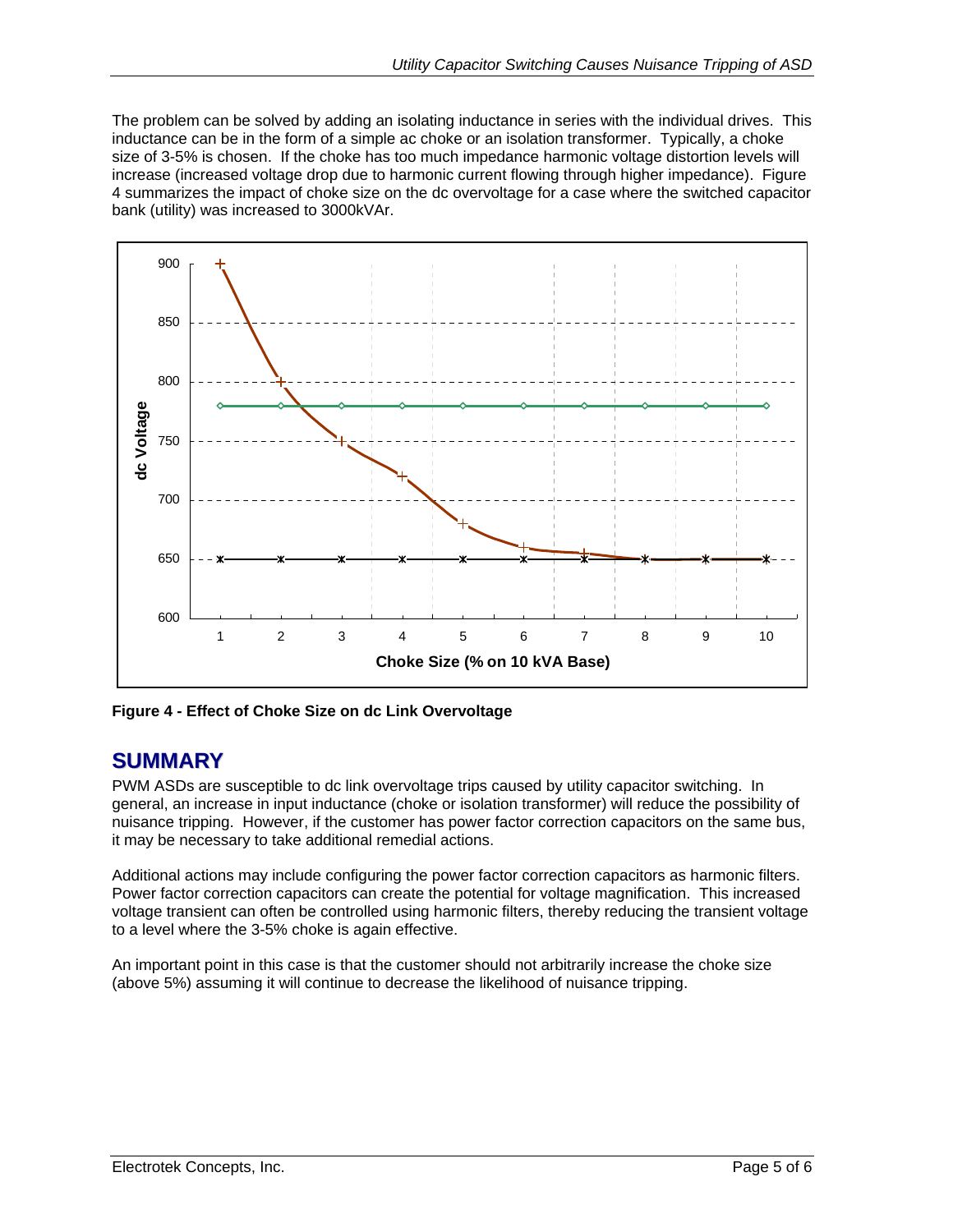The problem can be solved by adding an isolating inductance in series with the individual drives. This inductance can be in the form of a simple ac choke or an isolation transformer. Typically, a choke size of 3-5% is chosen. If the choke has too much impedance harmonic voltage distortion levels will increase (increased voltage drop due to harmonic current flowing through higher impedance). Figure 4 summarizes the impact of choke size on the dc overvoltage for a case where the switched capacitor bank (utility) was increased to 3000kVAr.

**Figure 4 - Effect of Choke Size on dc Link Overvoltage**

## SUMMARY

PWM ASDs are susceptible to dc link overvoltage trips caused by utility capacitor switching. In general, an increase in input inductance (choke or isolation transformer) will reduce the possibility of nuisance tripping. However, if the customer has power factor correction capacitors on the same bus, it may be necessary to take additional remedial actions.

Additional actions may include configuring the power factor correction capacitors as harmonic filters. Power factor correction capacitors can create the potential for voltage magnification. This increased voltage transient can often be controlled using harmonic filters, thereby reducing the transient voltage to a level where the 3-5% choke is again effective.

An important point in this case is that the customer should not arbitrarily increase the choke size (above 5%) assuming it will continue to decrease the likelihood of nuisance tripping.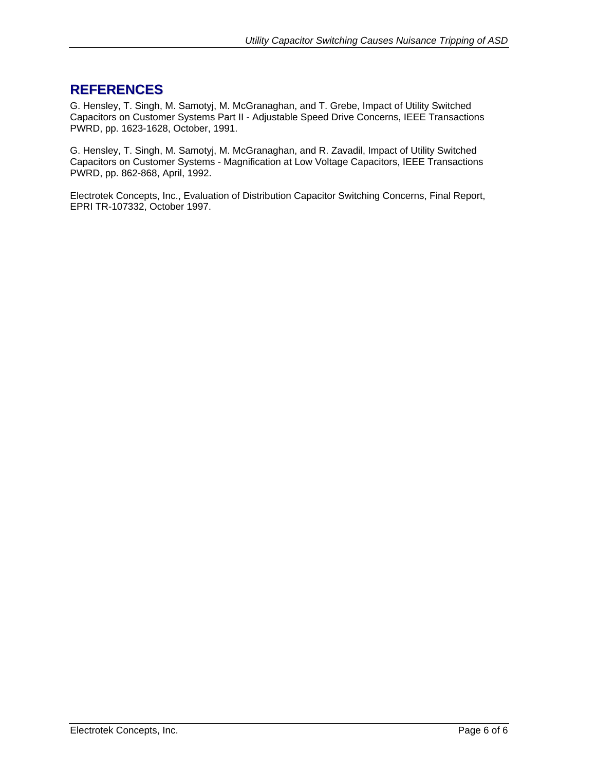## REFERENCES

G. Hensley, T. Singh, M. Samotyj, M. McGranaghan, and T. Grebe, Impact of Utility Switched Capacitors on Customer Systems Part II - Adjustable Speed Drive Concerns, IEEE Transactions PWRD, pp. 1623-1628, October, 1991.

G. Hensley, T. Singh, M. Samotyj, M. McGranaghan, and R. Zavadil, Impact of Utility Switched Capacitors on Customer Systems - Magnification at Low Voltage Capacitors, IEEE Transactions PWRD, pp. 862-868, April, 1992.

Electrotek Concepts, Inc., Evaluation of Distribution Capacitor Switching Concerns, Final Report, EPRI TR-107332, October 1997.